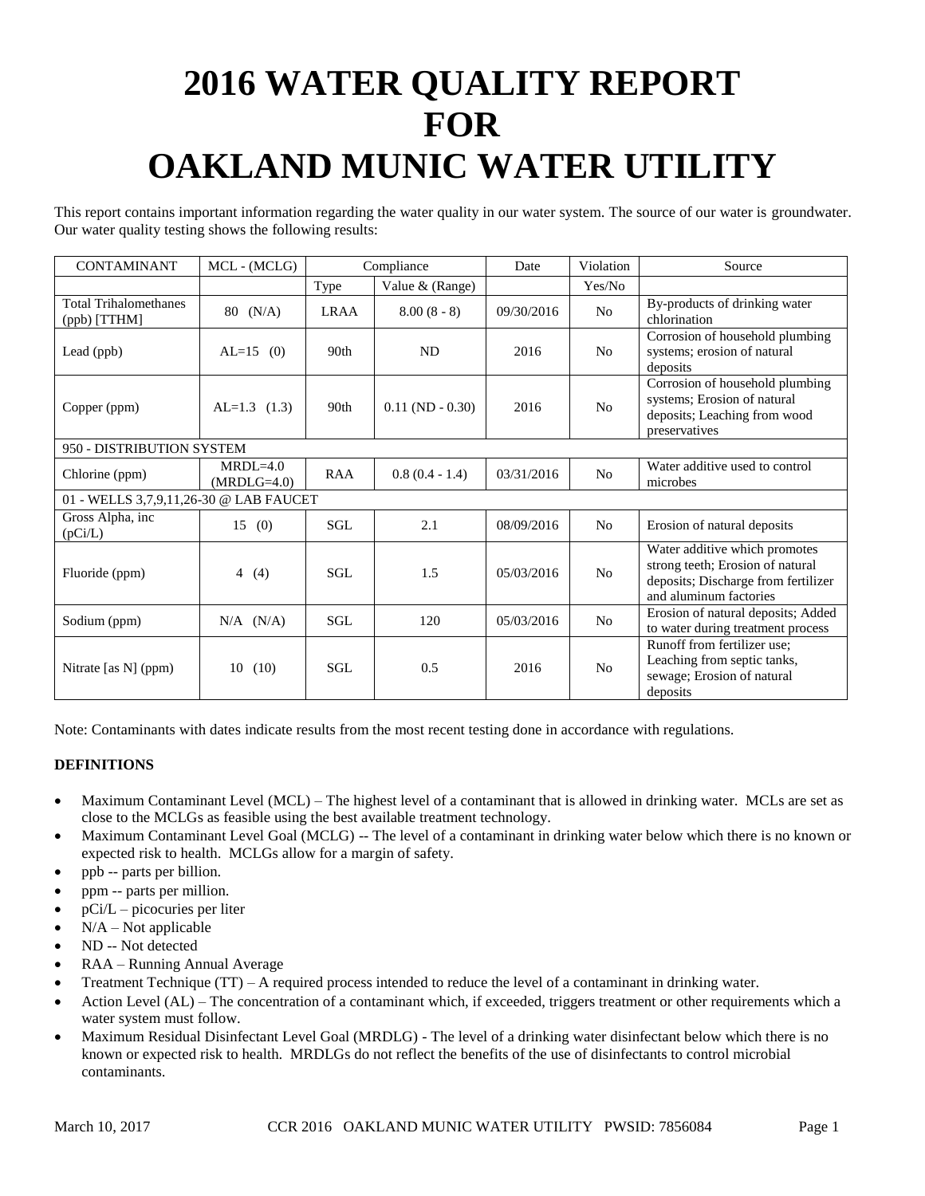# 2016 WATER QUALITY REPORT FOR OAKLAND MUNIC WATER UTILITY

This report contains important information regarding the water quality in our water system. The source of our water is groundwater. Our water quality testing shows the following results:

| CONTAMINANT | MCL - (MCLG) | Compliance | | Date | Violation | Source |
|---|---|---|---|---|---|---|
| | | Type | Value & (Range) | | Yes/No | |
| Total Trihalomethanes (ppb) [TTHM] | 80 (N/A) | LRAA | 8.00 (8 - 8) | 09/30/2016 | No | By-products of drinking water chlorination |
| Lead (ppb) | AL=15 (0) | 90th | ND | 2016 | No | Corrosion of household plumbing systems; erosion of natural deposits |
| Copper (ppm) | AL=1.3 (1.3) | 90th | 0.11 (ND - 0.30) | 2016 | No | Corrosion of household plumbing systems; Erosion of natural deposits; Leaching from wood preservatives |
| 950 - DISTRIBUTION SYSTEM | | | | | | |
| Chlorine (ppm) | MRDL=4.0 (MRDLG=4.0) | RAA | 0.8 (0.4 - 1.4) | 03/31/2016 | No | Water additive used to control microbes |
| 01 - WELLS 3,7,9,11,26-30 @ LAB FAUCET | | | | | | |
| Gross Alpha, inc (pCi/L) | 15 (0) | SGL | 2.1 | 08/09/2016 | No | Erosion of natural deposits |
| Fluoride (ppm) | 4 (4) | SGL | 1.5 | 05/03/2016 | No | Water additive which promotes strong teeth; Erosion of natural deposits; Discharge from fertilizer and aluminum factories |
| Sodium (ppm) | N/A (N/A) | SGL | 120 | 05/03/2016 | No | Erosion of natural deposits; Added to water during treatment process |
| Nitrate [as N] (ppm) | 10 (10) | SGL | 0.5 | 2016 | No | Runoff from fertilizer use; Leaching from septic tanks, sewage; Erosion of natural deposits |

Note: Contaminants with dates indicate results from the most recent testing done in accordance with regulations.

**DEFINITIONS**

- Maximum Contaminant Level (MCL) – The highest level of a contaminant that is allowed in drinking water. MCLs are set as close to the MCLGs as feasible using the best available treatment technology.
- Maximum Contaminant Level Goal (MCLG) -- The level of a contaminant in drinking water below which there is no known or expected risk to health. MCLGs allow for a margin of safety.
- ppb -- parts per billion.
- ppm -- parts per million.
- pCi/L – picocuries per liter
- N/A – Not applicable
- ND -- Not detected
- RAA – Running Annual Average
- Treatment Technique (TT) – A required process intended to reduce the level of a contaminant in drinking water.
- Action Level (AL) – The concentration of a contaminant which, if exceeded, triggers treatment or other requirements which a water system must follow.
- Maximum Residual Disinfectant Level Goal (MRDLG) - The level of a drinking water disinfectant below which there is no known or expected risk to health. MRDLGs do not reflect the benefits of the use of disinfectants to control microbial contaminants.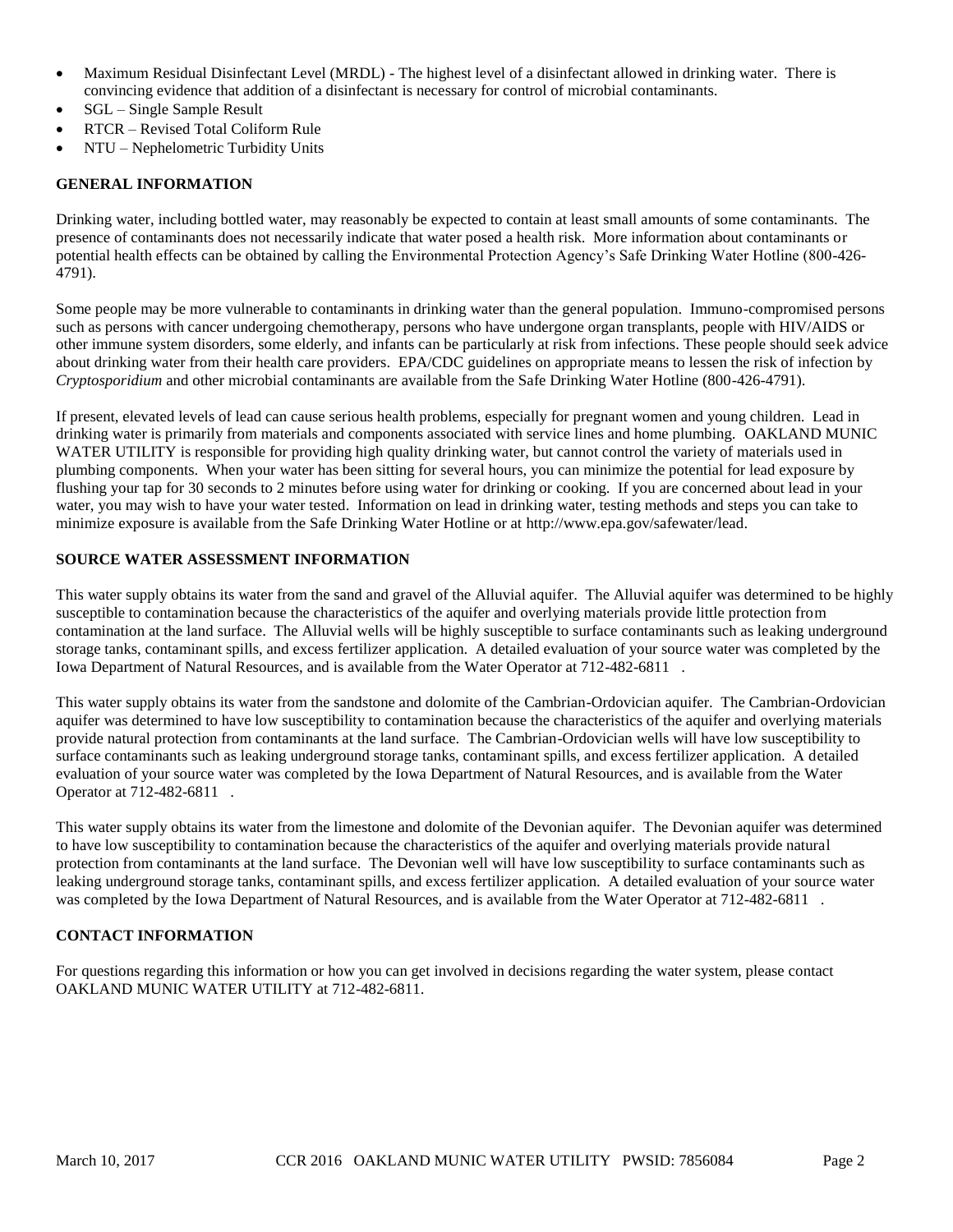- Maximum Residual Disinfectant Level (MRDL) - The highest level of a disinfectant allowed in drinking water. There is convincing evidence that addition of a disinfectant is necessary for control of microbial contaminants.
- SGL – Single Sample Result
- RTCR – Revised Total Coliform Rule
- NTU – Nephelometric Turbidity Units

**GENERAL INFORMATION**

Drinking water, including bottled water, may reasonably be expected to contain at least small amounts of some contaminants. The presence of contaminants does not necessarily indicate that water posed a health risk. More information about contaminants or potential health effects can be obtained by calling the Environmental Protection Agency's Safe Drinking Water Hotline (800-426-4791).

Some people may be more vulnerable to contaminants in drinking water than the general population. Immuno-compromised persons such as persons with cancer undergoing chemotherapy, persons who have undergone organ transplants, people with HIV/AIDS or other immune system disorders, some elderly, and infants can be particularly at risk from infections. These people should seek advice about drinking water from their health care providers. EPA/CDC guidelines on appropriate means to lessen the risk of infection by *Cryptosporidium* and other microbial contaminants are available from the Safe Drinking Water Hotline (800-426-4791).

If present, elevated levels of lead can cause serious health problems, especially for pregnant women and young children. Lead in drinking water is primarily from materials and components associated with service lines and home plumbing. OAKLAND MUNIC WATER UTILITY is responsible for providing high quality drinking water, but cannot control the variety of materials used in plumbing components. When your water has been sitting for several hours, you can minimize the potential for lead exposure by flushing your tap for 30 seconds to 2 minutes before using water for drinking or cooking. If you are concerned about lead in your water, you may wish to have your water tested. Information on lead in drinking water, testing methods and steps you can take to minimize exposure is available from the Safe Drinking Water Hotline or at http://www.epa.gov/safewater/lead.

**SOURCE WATER ASSESSMENT INFORMATION**

This water supply obtains its water from the sand and gravel of the Alluvial aquifer. The Alluvial aquifer was determined to be highly susceptible to contamination because the characteristics of the aquifer and overlying materials provide little protection from contamination at the land surface. The Alluvial wells will be highly susceptible to surface contaminants such as leaking underground storage tanks, contaminant spills, and excess fertilizer application. A detailed evaluation of your source water was completed by the Iowa Department of Natural Resources, and is available from the Water Operator at 712-482-6811 .

This water supply obtains its water from the sandstone and dolomite of the Cambrian-Ordovician aquifer. The Cambrian-Ordovician aquifer was determined to have low susceptibility to contamination because the characteristics of the aquifer and overlying materials provide natural protection from contaminants at the land surface. The Cambrian-Ordovician wells will have low susceptibility to surface contaminants such as leaking underground storage tanks, contaminant spills, and excess fertilizer application. A detailed evaluation of your source water was completed by the Iowa Department of Natural Resources, and is available from the Water Operator at 712-482-6811 .

This water supply obtains its water from the limestone and dolomite of the Devonian aquifer. The Devonian aquifer was determined to have low susceptibility to contamination because the characteristics of the aquifer and overlying materials provide natural protection from contaminants at the land surface. The Devonian well will have low susceptibility to surface contaminants such as leaking underground storage tanks, contaminant spills, and excess fertilizer application. A detailed evaluation of your source water was completed by the Iowa Department of Natural Resources, and is available from the Water Operator at 712-482-6811 .

**CONTACT INFORMATION**

For questions regarding this information or how you can get involved in decisions regarding the water system, please contact OAKLAND MUNIC WATER UTILITY at 712-482-6811.